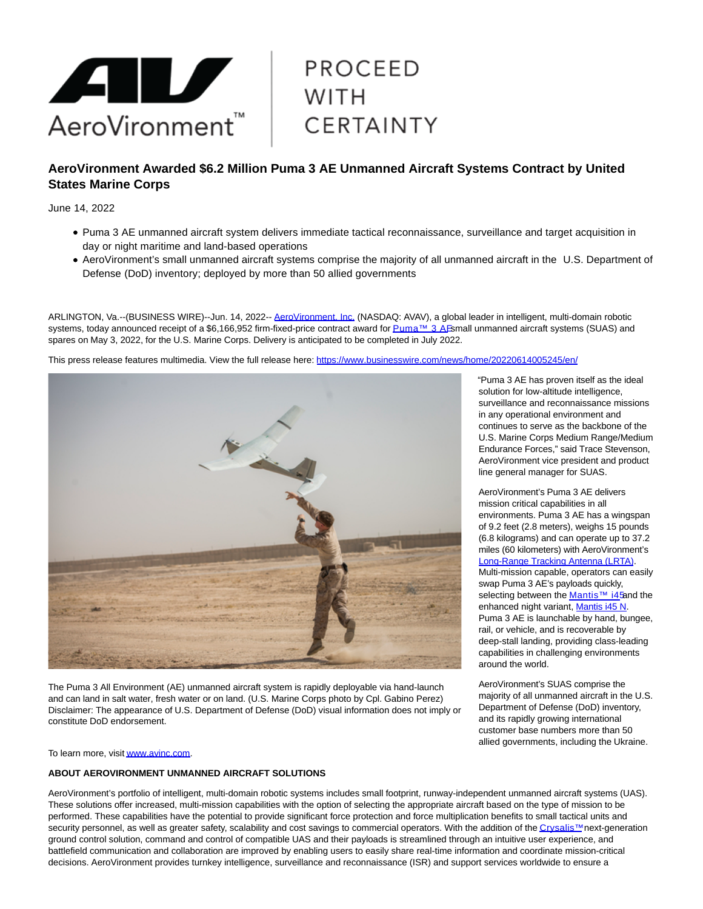# AeroVironment Awarded $6.2 Million Puma 3 AE Unmanned Aircraft Systems Contract by United States Marine Corps

June 14, 2022

- Puma 3 AE unmanned aircraft system delivers immediate tactical reconnaissance, surveillance and target acquisition in day or night maritime and land-based operations
- AeroVironment's small unmanned aircraft systems comprise the majority of all unmanned aircraft in the U.S. Department of Defense (DoD) inventory; deployed by more than 50 allied governments

ARLINGTON, Va.--(BUSINESS WIRE)--Jun. 14, 2022-- AeroVironment, Inc. (NASDAQ: AVAV), a global leader in intelligent, multi-domain robotic systems, today announced receipt of a $6,166,952 firm-fixed-price contract award for Puma™ 3 AE small unmanned aircraft systems (SUAS) and spares on May 3, 2022, for the U.S. Marine Corps. Delivery is anticipated to be completed in July 2022.

This press release features multimedia. View the full release here: https://www.businesswire.com/news/home/20220614005245/en/

The Puma 3 All Environment (AE) unmanned aircraft system is rapidly deployable via hand-launch and can land in salt water, fresh water or on land. (U.S. Marine Corps photo by Cpl. Gabino Perez) Disclaimer: The appearance of U.S. Department of Defense (DoD) visual information does not imply or constitute DoD endorsement.

"Puma 3 AE has proven itself as the ideal solution for low-altitude intelligence, surveillance and reconnaissance missions in any operational environment and continues to serve as the backbone of the U.S. Marine Corps Medium Range/Medium Endurance Forces," said Trace Stevenson, AeroVironment vice president and product line general manager for SUAS.

AeroVironment's Puma 3 AE delivers mission critical capabilities in all environments. Puma 3 AE has a wingspan of 9.2 feet (2.8 meters), weighs 15 pounds (6.8 kilograms) and can operate up to 37.2 miles (60 kilometers) with AeroVironment's Long-Range Tracking Antenna (LRTA). Multi-mission capable, operators can easily swap Puma 3 AE's payloads quickly, selecting between the Mantis™ i45 and the enhanced night variant, Mantis i45 N. Puma 3 AE is launchable by hand, bungee, rail, or vehicle, and is recoverable by deep-stall landing, providing class-leading capabilities in challenging environments around the world.

AeroVironment's SUAS comprise the majority of all unmanned aircraft in the U.S. Department of Defense (DoD) inventory, and its rapidly growing international customer base numbers more than 50 allied governments, including the Ukraine.

To learn more, visit www.avinc.com.

**ABOUT AEROVIRONMENT UNMANNED AIRCRAFT SOLUTIONS**

AeroVironment's portfolio of intelligent, multi-domain robotic systems includes small footprint, runway-independent unmanned aircraft systems (UAS). These solutions offer increased, multi-mission capabilities with the option of selecting the appropriate aircraft based on the type of mission to be performed. These capabilities have the potential to provide significant force protection and force multiplication benefits to small tactical units and security personnel, as well as greater safety, scalability and cost savings to commercial operators. With the addition of the Crysalis™ next-generation ground control solution, command and control of compatible UAS and their payloads is streamlined through an intuitive user experience, and battlefield communication and collaboration are improved by enabling users to easily share real-time information and coordinate mission-critical decisions. AeroVironment provides turnkey intelligence, surveillance and reconnaissance (ISR) and support services worldwide to ensure a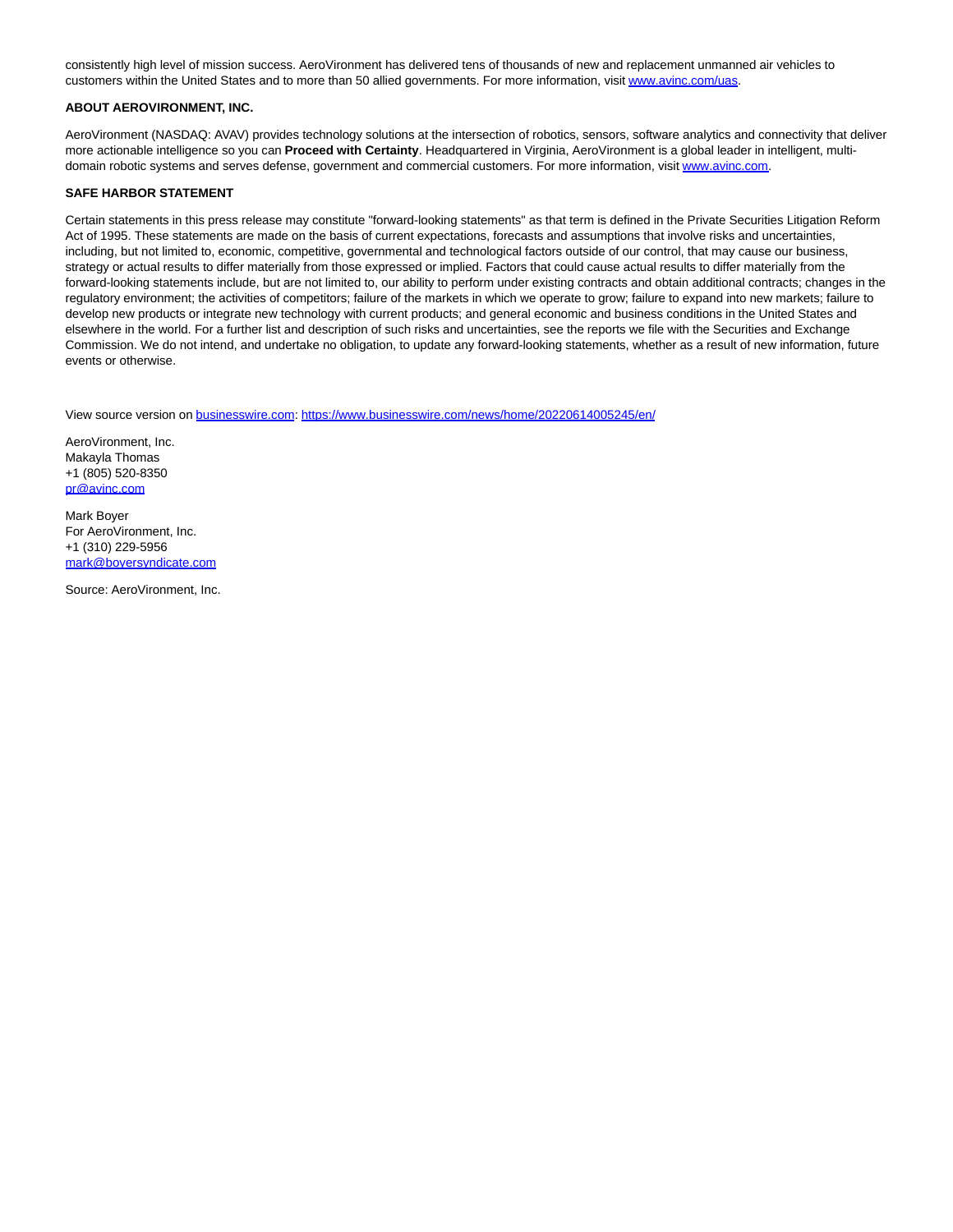consistently high level of mission success. AeroVironment has delivered tens of thousands of new and replacement unmanned air vehicles to customers within the United States and to more than 50 allied governments. For more information, visit [www.avinc.com/uas](www.avinc.com/uas).

**ABOUT AEROVIRONMENT, INC.**

AeroVironment (NASDAQ: AVAV) provides technology solutions at the intersection of robotics, sensors, software analytics and connectivity that deliver more actionable intelligence so you can **Proceed with Certainty**. Headquartered in Virginia, AeroVironment is a global leader in intelligent, multi-domain robotic systems and serves defense, government and commercial customers. For more information, visit [www.avinc.com](www.avinc.com).

**SAFE HARBOR STATEMENT**

Certain statements in this press release may constitute "forward-looking statements" as that term is defined in the Private Securities Litigation Reform Act of 1995. These statements are made on the basis of current expectations, forecasts and assumptions that involve risks and uncertainties, including, but not limited to, economic, competitive, governmental and technological factors outside of our control, that may cause our business, strategy or actual results to differ materially from those expressed or implied. Factors that could cause actual results to differ materially from the forward-looking statements include, but are not limited to, our ability to perform under existing contracts and obtain additional contracts; changes in the regulatory environment; the activities of competitors; failure of the markets in which we operate to grow; failure to expand into new markets; failure to develop new products or integrate new technology with current products; and general economic and business conditions in the United States and elsewhere in the world. For a further list and description of such risks and uncertainties, see the reports we file with the Securities and Exchange Commission. We do not intend, and undertake no obligation, to update any forward-looking statements, whether as a result of new information, future events or otherwise.

View source version on [businesswire.com](businesswire.com): [https://www.businesswire.com/news/home/20220614005245/en/](https://www.businesswire.com/news/home/20220614005245/en/)

AeroVironment, Inc.
Makayla Thomas
+1 (805) 520-8350
[pr@avinc.com](mailto:pr@avinc.com)

Mark Boyer
For AeroVironment, Inc.
+1 (310) 229-5956
[mark@boyersyndicate.com](mailto:mark@boyersyndicate.com)

Source: AeroVironment, Inc.